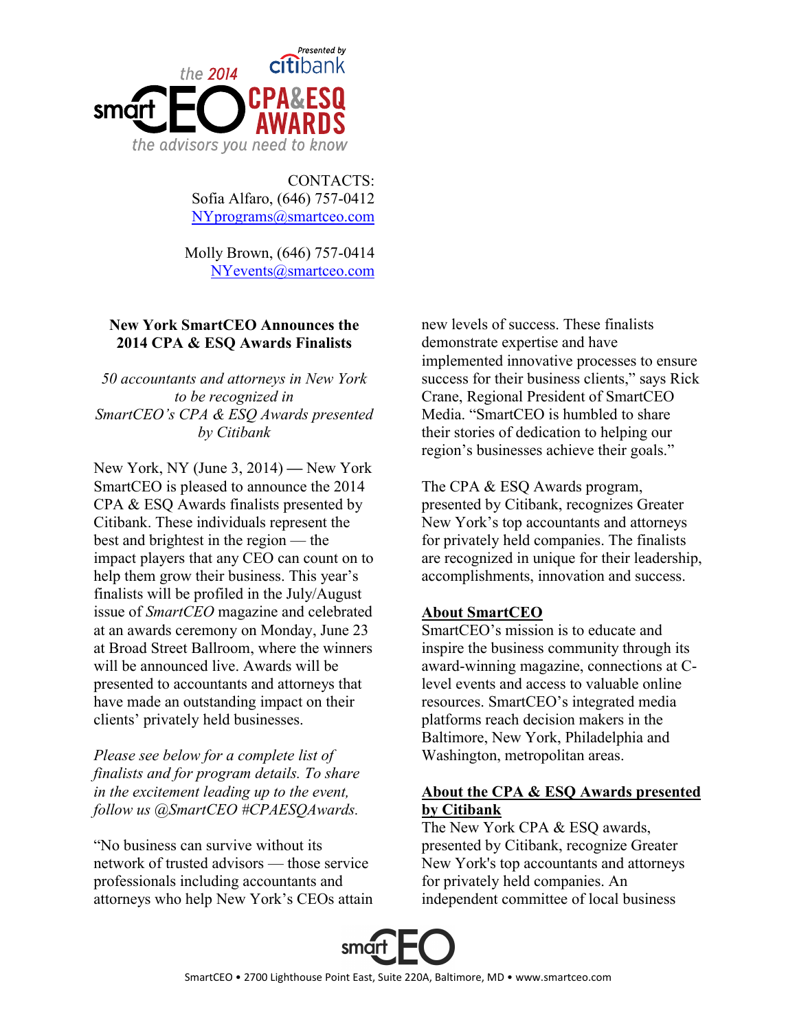the 2014 smartCEO CPA&ESQ AWARDS
Presented by citibank
*the advisors you need to know*

CONTACTS:
Sofia Alfaro, (646) 757-0412
NYprograms@smartceo.com

Molly Brown, (646) 757-0414
NYevents@smartceo.com

## New York SmartCEO Announces the 2014 CPA & ESQ Awards Finalists

*50 accountants and attorneys in New York to be recognized in SmartCEO's CPA & ESQ Awards presented by Citibank*

New York, NY (June 3, 2014) — New York SmartCEO is pleased to announce the 2014 CPA & ESQ Awards finalists presented by Citibank. These individuals represent the best and brightest in the region — the impact players that any CEO can count on to help them grow their business. This year's finalists will be profiled in the July/August issue of *SmartCEO* magazine and celebrated at an awards ceremony on Monday, June 23 at Broad Street Ballroom, where the winners will be announced live. Awards will be presented to accountants and attorneys that have made an outstanding impact on their clients' privately held businesses.

*Please see below for a complete list of finalists and for program details. To share in the excitement leading up to the event, follow us @SmartCEO #CPAESQAwards.*

"No business can survive without its network of trusted advisors — those service professionals including accountants and attorneys who help New York's CEOs attain new levels of success. These finalists demonstrate expertise and have implemented innovative processes to ensure success for their business clients," says Rick Crane, Regional President of SmartCEO Media. "SmartCEO is humbled to share their stories of dedication to helping our region's businesses achieve their goals."

The CPA & ESQ Awards program, presented by Citibank, recognizes Greater New York's top accountants and attorneys for privately held companies. The finalists are recognized in unique for their leadership, accomplishments, innovation and success.

### About SmartCEO

SmartCEO's mission is to educate and inspire the business community through its award-winning magazine, connections at C-level events and access to valuable online resources. SmartCEO's integrated media platforms reach decision makers in the Baltimore, New York, Philadelphia and Washington, metropolitan areas.

### About the CPA & ESQ Awards presented by Citibank

The New York CPA & ESQ awards, presented by Citibank, recognize Greater New York's top accountants and attorneys for privately held companies. An independent committee of local business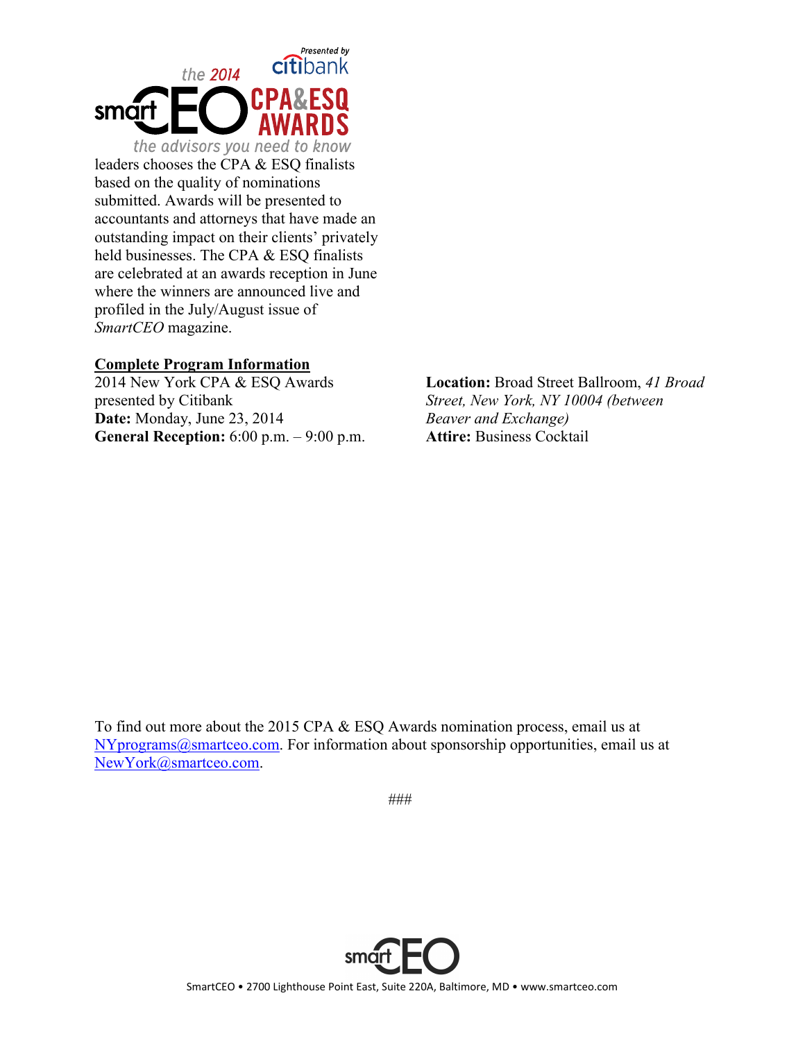the 2014 smartCEO CPA&ESQ AWARDS
Presented by citibank
the advisors you need to know

leaders chooses the CPA & ESQ finalists based on the quality of nominations submitted. Awards will be presented to accountants and attorneys that have made an outstanding impact on their clients' privately held businesses. The CPA & ESQ finalists are celebrated at an awards reception in June where the winners are announced live and profiled in the July/August issue of *SmartCEO* magazine.

**Complete Program Information**

2014 New York CPA & ESQ Awards presented by Citibank
**Date:** Monday, June 23, 2014
**General Reception:** 6:00 p.m. – 9:00 p.m.

**Location:** Broad Street Ballroom, *41 Broad Street, New York, NY 10004 (between Beaver and Exchange)*
**Attire:** Business Cocktail

To find out more about the 2015 CPA & ESQ Awards nomination process, email us at NYprograms@smartceo.com. For information about sponsorship opportunities, email us at NewYork@smartceo.com.

###

smartCEO

SmartCEO • 2700 Lighthouse Point East, Suite 220A, Baltimore, MD • www.smartceo.com